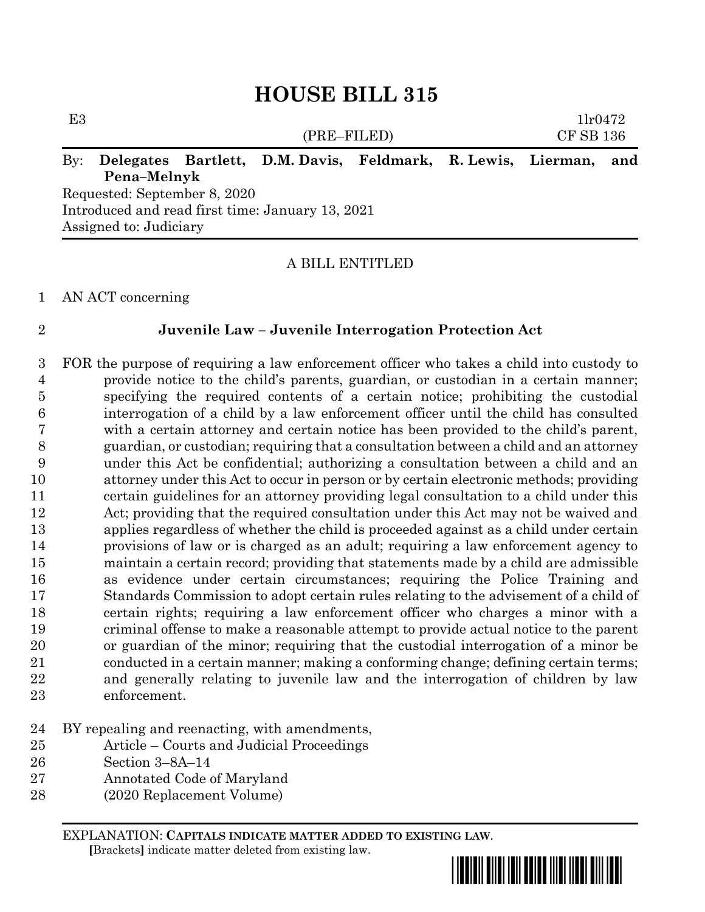# HOUSE BILL 315

E3 1lr0472
(PRE–FILED) CF SB 136

By: **Delegates Bartlett, D.M. Davis, Feldmark, R. Lewis, Lierman, and Pena–Melnyk**

Requested: September 8, 2020
Introduced and read first time: January 13, 2021
Assigned to: Judiciary

A BILL ENTITLED

1 AN ACT concerning

2 **Juvenile Law – Juvenile Interrogation Protection Act**

3 FOR the purpose of requiring a law enforcement officer who takes a child into custody to
4 provide notice to the child's parents, guardian, or custodian in a certain manner;
5 specifying the required contents of a certain notice; prohibiting the custodial
6 interrogation of a child by a law enforcement officer until the child has consulted
7 with a certain attorney and certain notice has been provided to the child's parent,
8 guardian, or custodian; requiring that a consultation between a child and an attorney
9 under this Act be confidential; authorizing a consultation between a child and an
10 attorney under this Act to occur in person or by certain electronic methods; providing
11 certain guidelines for an attorney providing legal consultation to a child under this
12 Act; providing that the required consultation under this Act may not be waived and
13 applies regardless of whether the child is proceeded against as a child under certain
14 provisions of law or is charged as an adult; requiring a law enforcement agency to
15 maintain a certain record; providing that statements made by a child are admissible
16 as evidence under certain circumstances; requiring the Police Training and
17 Standards Commission to adopt certain rules relating to the advisement of a child of
18 certain rights; requiring a law enforcement officer who charges a minor with a
19 criminal offense to make a reasonable attempt to provide actual notice to the parent
20 or guardian of the minor; requiring that the custodial interrogation of a minor be
21 conducted in a certain manner; making a conforming change; defining certain terms;
22 and generally relating to juvenile law and the interrogation of children by law
23 enforcement.

24 BY repealing and reenacting, with amendments,
25 Article – Courts and Judicial Proceedings
26 Section 3–8A–14
27 Annotated Code of Maryland
28 (2020 Replacement Volume)

EXPLANATION: **CAPITALS INDICATE MATTER ADDED TO EXISTING LAW.**
**[**Brackets**]** indicate matter deleted from existing law.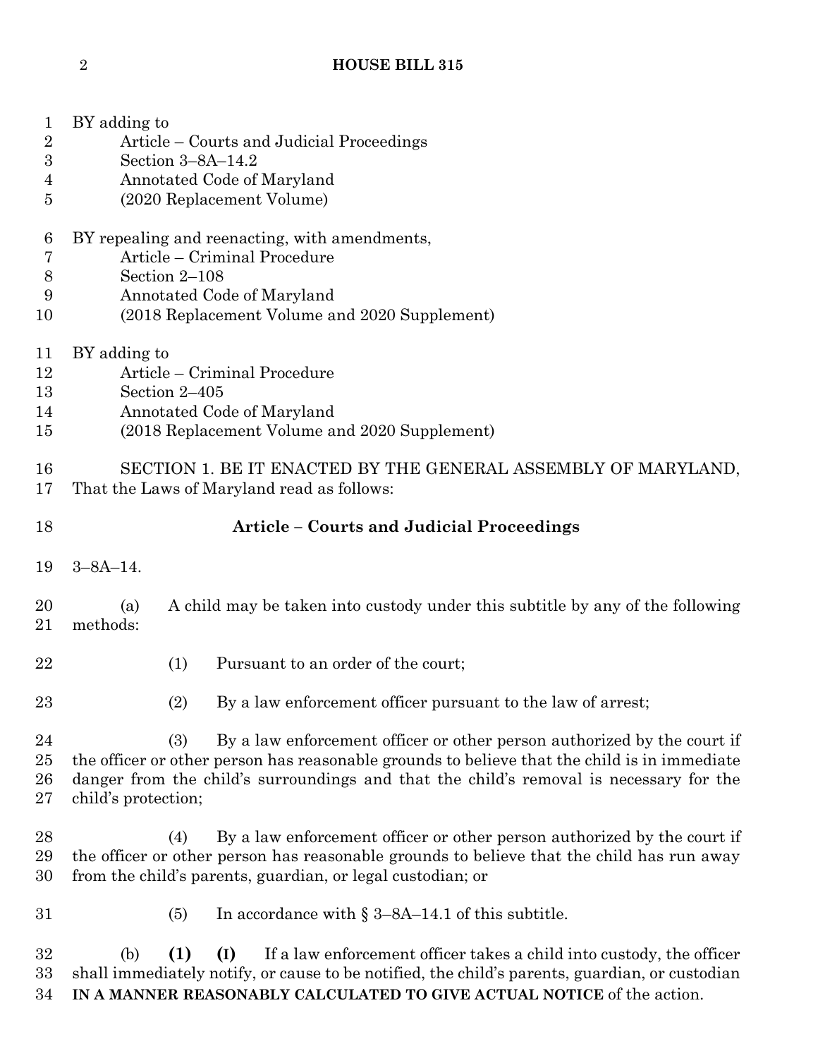BY adding to
Article – Courts and Judicial Proceedings
Section 3–8A–14.2
Annotated Code of Maryland
(2020 Replacement Volume)

BY repealing and reenacting, with amendments,
Article – Criminal Procedure
Section 2–108
Annotated Code of Maryland
(2018 Replacement Volume and 2020 Supplement)

BY adding to
Article – Criminal Procedure
Section 2–405
Annotated Code of Maryland
(2018 Replacement Volume and 2020 Supplement)

SECTION 1. BE IT ENACTED BY THE GENERAL ASSEMBLY OF MARYLAND, That the Laws of Maryland read as follows:

## Article – Courts and Judicial Proceedings

3–8A–14.

(a) A child may be taken into custody under this subtitle by any of the following methods:

(1) Pursuant to an order of the court;

(2) By a law enforcement officer pursuant to the law of arrest;

(3) By a law enforcement officer or other person authorized by the court if the officer or other person has reasonable grounds to believe that the child is in immediate danger from the child's surroundings and that the child's removal is necessary for the child's protection;

(4) By a law enforcement officer or other person authorized by the court if the officer or other person has reasonable grounds to believe that the child has run away from the child's parents, guardian, or legal custodian; or

(5) In accordance with § 3–8A–14.1 of this subtitle.

(b) **(1)** **(I)** If a law enforcement officer takes a child into custody, the officer shall immediately notify, or cause to be notified, the child's parents, guardian, or custodian **IN A MANNER REASONABLY CALCULATED TO GIVE ACTUAL NOTICE** of the action.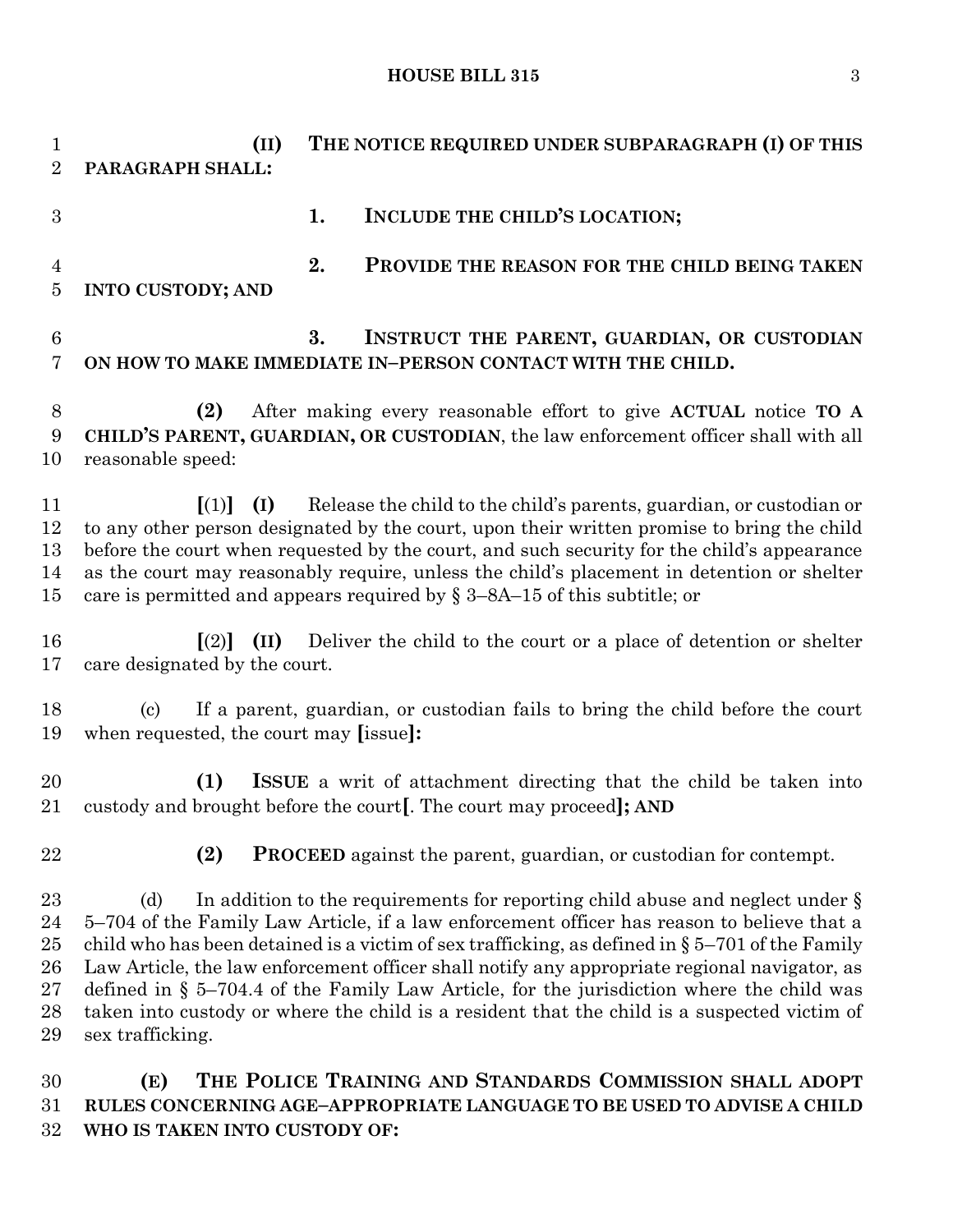**(II) THE NOTICE REQUIRED UNDER SUBPARAGRAPH (I) OF THIS PARAGRAPH SHALL:**

**1. INCLUDE THE CHILD'S LOCATION;**

**2. PROVIDE THE REASON FOR THE CHILD BEING TAKEN INTO CUSTODY; AND**

**3. INSTRUCT THE PARENT, GUARDIAN, OR CUSTODIAN ON HOW TO MAKE IMMEDIATE IN–PERSON CONTACT WITH THE CHILD.**

**(2)** After making every reasonable effort to give **ACTUAL** notice **TO A CHILD'S PARENT, GUARDIAN, OR CUSTODIAN**, the law enforcement officer shall with all reasonable speed:

**[**(1)**] (I)** Release the child to the child's parents, guardian, or custodian or to any other person designated by the court, upon their written promise to bring the child before the court when requested by the court, and such security for the child's appearance as the court may reasonably require, unless the child's placement in detention or shelter care is permitted and appears required by § 3–8A–15 of this subtitle; or

**[**(2)**] (II)** Deliver the child to the court or a place of detention or shelter care designated by the court.

(c) If a parent, guardian, or custodian fails to bring the child before the court when requested, the court may **[**issue**]:**

**(1) ISSUE** a writ of attachment directing that the child be taken into custody and brought before the court**[**. The court may proceed**]; AND**

**(2) PROCEED** against the parent, guardian, or custodian for contempt.

(d) In addition to the requirements for reporting child abuse and neglect under § 5–704 of the Family Law Article, if a law enforcement officer has reason to believe that a child who has been detained is a victim of sex trafficking, as defined in § 5–701 of the Family Law Article, the law enforcement officer shall notify any appropriate regional navigator, as defined in § 5–704.4 of the Family Law Article, for the jurisdiction where the child was taken into custody or where the child is a resident that the child is a suspected victim of sex trafficking.

**(E) THE POLICE TRAINING AND STANDARDS COMMISSION SHALL ADOPT RULES CONCERNING AGE–APPROPRIATE LANGUAGE TO BE USED TO ADVISE A CHILD WHO IS TAKEN INTO CUSTODY OF:**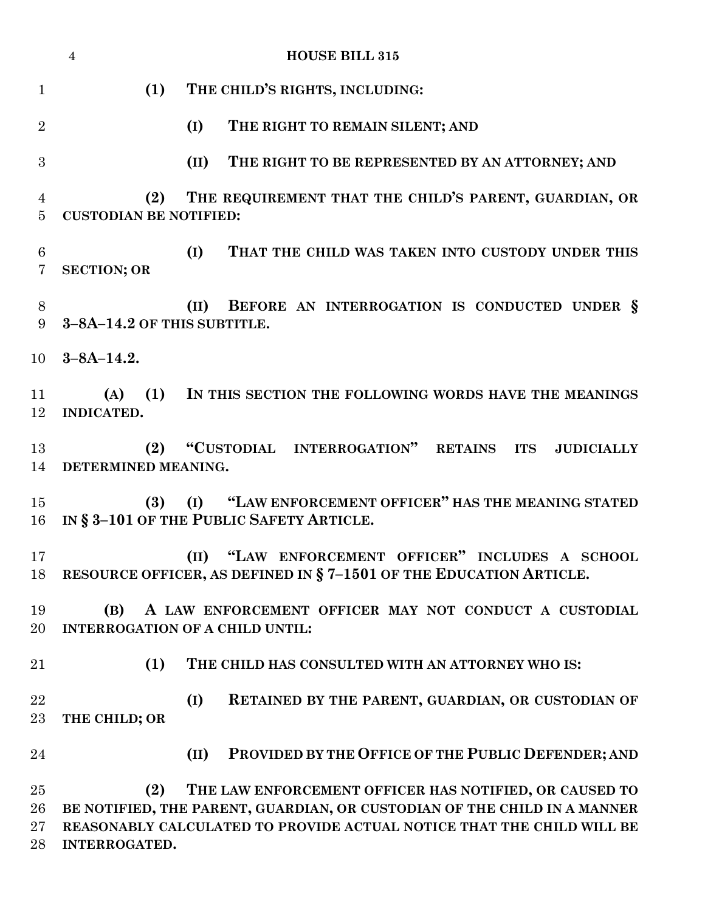**(1) THE CHILD'S RIGHTS, INCLUDING:**

**(I) THE RIGHT TO REMAIN SILENT; AND**

**(II) THE RIGHT TO BE REPRESENTED BY AN ATTORNEY; AND**

**(2) THE REQUIREMENT THAT THE CHILD'S PARENT, GUARDIAN, OR CUSTODIAN BE NOTIFIED:**

**(I) THAT THE CHILD WAS TAKEN INTO CUSTODY UNDER THIS SECTION; OR**

**(II) BEFORE AN INTERROGATION IS CONDUCTED UNDER § 3–8A–14.2 OF THIS SUBTITLE.**

**3–8A–14.2.**

**(A) (1) IN THIS SECTION THE FOLLOWING WORDS HAVE THE MEANINGS INDICATED.**

**(2) "CUSTODIAL INTERROGATION" RETAINS ITS JUDICIALLY DETERMINED MEANING.**

**(3) (I) "LAW ENFORCEMENT OFFICER" HAS THE MEANING STATED IN § 3–101 OF THE PUBLIC SAFETY ARTICLE.**

**(II) "LAW ENFORCEMENT OFFICER" INCLUDES A SCHOOL RESOURCE OFFICER, AS DEFINED IN § 7–1501 OF THE EDUCATION ARTICLE.**

**(B) A LAW ENFORCEMENT OFFICER MAY NOT CONDUCT A CUSTODIAL INTERROGATION OF A CHILD UNTIL:**

**(1) THE CHILD HAS CONSULTED WITH AN ATTORNEY WHO IS:**

**(I) RETAINED BY THE PARENT, GUARDIAN, OR CUSTODIAN OF THE CHILD; OR**

**(II) PROVIDED BY THE OFFICE OF THE PUBLIC DEFENDER; AND**

**(2) THE LAW ENFORCEMENT OFFICER HAS NOTIFIED, OR CAUSED TO BE NOTIFIED, THE PARENT, GUARDIAN, OR CUSTODIAN OF THE CHILD IN A MANNER REASONABLY CALCULATED TO PROVIDE ACTUAL NOTICE THAT THE CHILD WILL BE INTERROGATED.**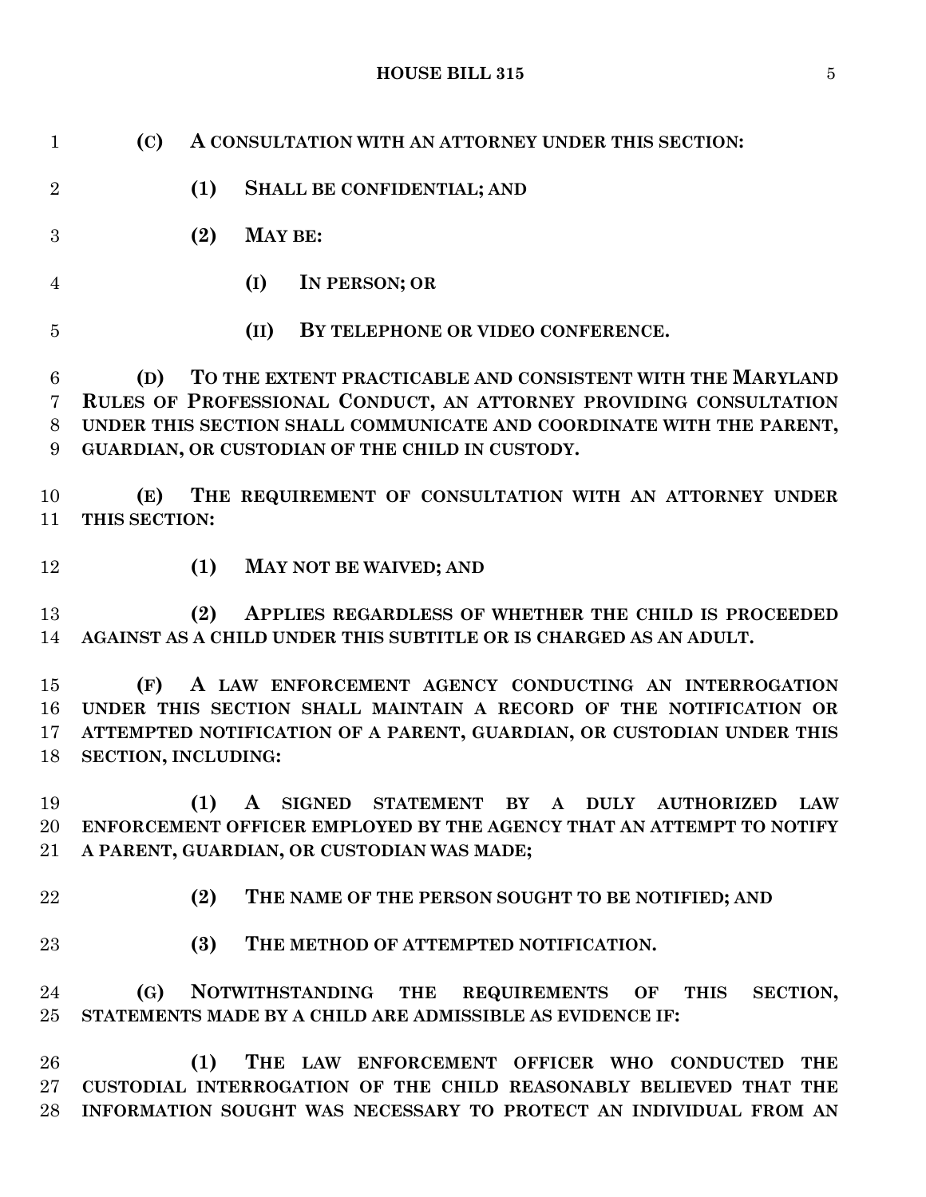**(C) A CONSULTATION WITH AN ATTORNEY UNDER THIS SECTION:**

**(1) SHALL BE CONFIDENTIAL; AND**

**(2) MAY BE:**

**(I) IN PERSON; OR**

**(II) BY TELEPHONE OR VIDEO CONFERENCE.**

**(D) TO THE EXTENT PRACTICABLE AND CONSISTENT WITH THE MARYLAND RULES OF PROFESSIONAL CONDUCT, AN ATTORNEY PROVIDING CONSULTATION UNDER THIS SECTION SHALL COMMUNICATE AND COORDINATE WITH THE PARENT, GUARDIAN, OR CUSTODIAN OF THE CHILD IN CUSTODY.**

**(E) THE REQUIREMENT OF CONSULTATION WITH AN ATTORNEY UNDER THIS SECTION:**

**(1) MAY NOT BE WAIVED; AND**

**(2) APPLIES REGARDLESS OF WHETHER THE CHILD IS PROCEEDED AGAINST AS A CHILD UNDER THIS SUBTITLE OR IS CHARGED AS AN ADULT.**

**(F) A LAW ENFORCEMENT AGENCY CONDUCTING AN INTERROGATION UNDER THIS SECTION SHALL MAINTAIN A RECORD OF THE NOTIFICATION OR ATTEMPTED NOTIFICATION OF A PARENT, GUARDIAN, OR CUSTODIAN UNDER THIS SECTION, INCLUDING:**

**(1) A SIGNED STATEMENT BY A DULY AUTHORIZED LAW ENFORCEMENT OFFICER EMPLOYED BY THE AGENCY THAT AN ATTEMPT TO NOTIFY A PARENT, GUARDIAN, OR CUSTODIAN WAS MADE;**

**(2) THE NAME OF THE PERSON SOUGHT TO BE NOTIFIED; AND**

**(3) THE METHOD OF ATTEMPTED NOTIFICATION.**

**(G) NOTWITHSTANDING THE REQUIREMENTS OF THIS SECTION, STATEMENTS MADE BY A CHILD ARE ADMISSIBLE AS EVIDENCE IF:**

**(1) THE LAW ENFORCEMENT OFFICER WHO CONDUCTED THE CUSTODIAL INTERROGATION OF THE CHILD REASONABLY BELIEVED THAT THE INFORMATION SOUGHT WAS NECESSARY TO PROTECT AN INDIVIDUAL FROM AN**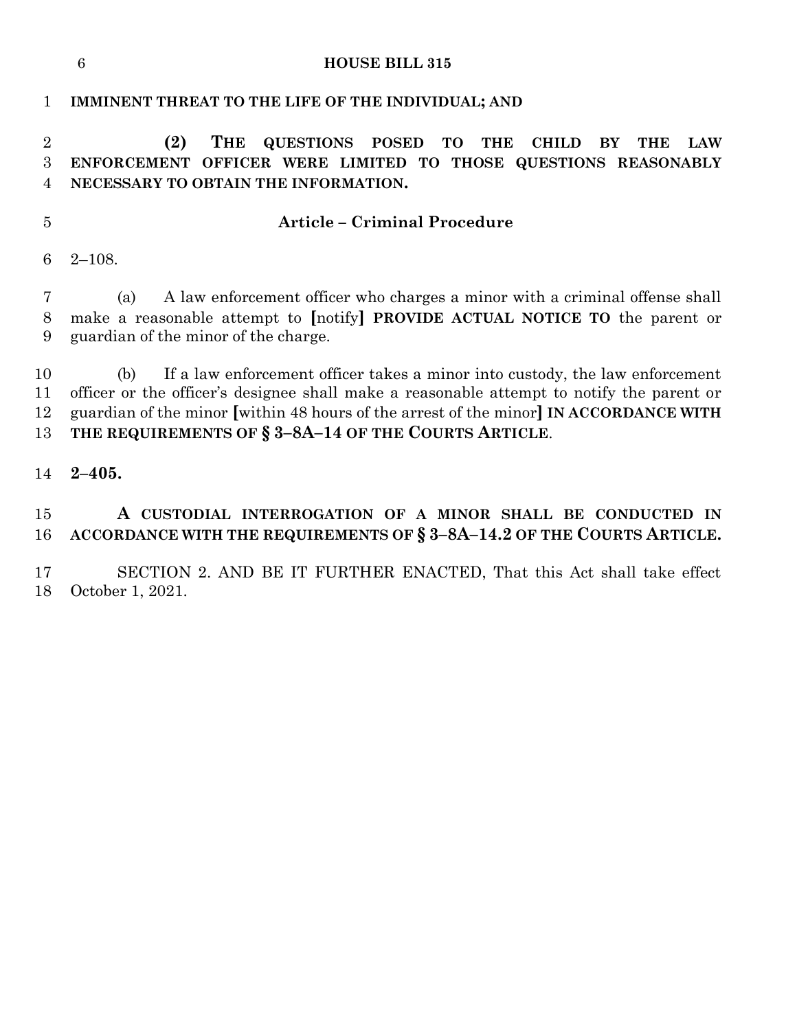**IMMINENT THREAT TO THE LIFE OF THE INDIVIDUAL; AND**

**(2) THE QUESTIONS POSED TO THE CHILD BY THE LAW ENFORCEMENT OFFICER WERE LIMITED TO THOSE QUESTIONS REASONABLY NECESSARY TO OBTAIN THE INFORMATION.**

## Article – Criminal Procedure

2–108.

(a) A law enforcement officer who charges a minor with a criminal offense shall make a reasonable attempt to **[**notify**]** **PROVIDE ACTUAL NOTICE TO** the parent or guardian of the minor of the charge.

(b) If a law enforcement officer takes a minor into custody, the law enforcement officer or the officer's designee shall make a reasonable attempt to notify the parent or guardian of the minor **[**within 48 hours of the arrest of the minor**]** **IN ACCORDANCE WITH THE REQUIREMENTS OF § 3–8A–14 OF THE COURTS ARTICLE**.

**2–405.**

**A CUSTODIAL INTERROGATION OF A MINOR SHALL BE CONDUCTED IN ACCORDANCE WITH THE REQUIREMENTS OF § 3–8A–14.2 OF THE COURTS ARTICLE.**

SECTION 2. AND BE IT FURTHER ENACTED, That this Act shall take effect October 1, 2021.